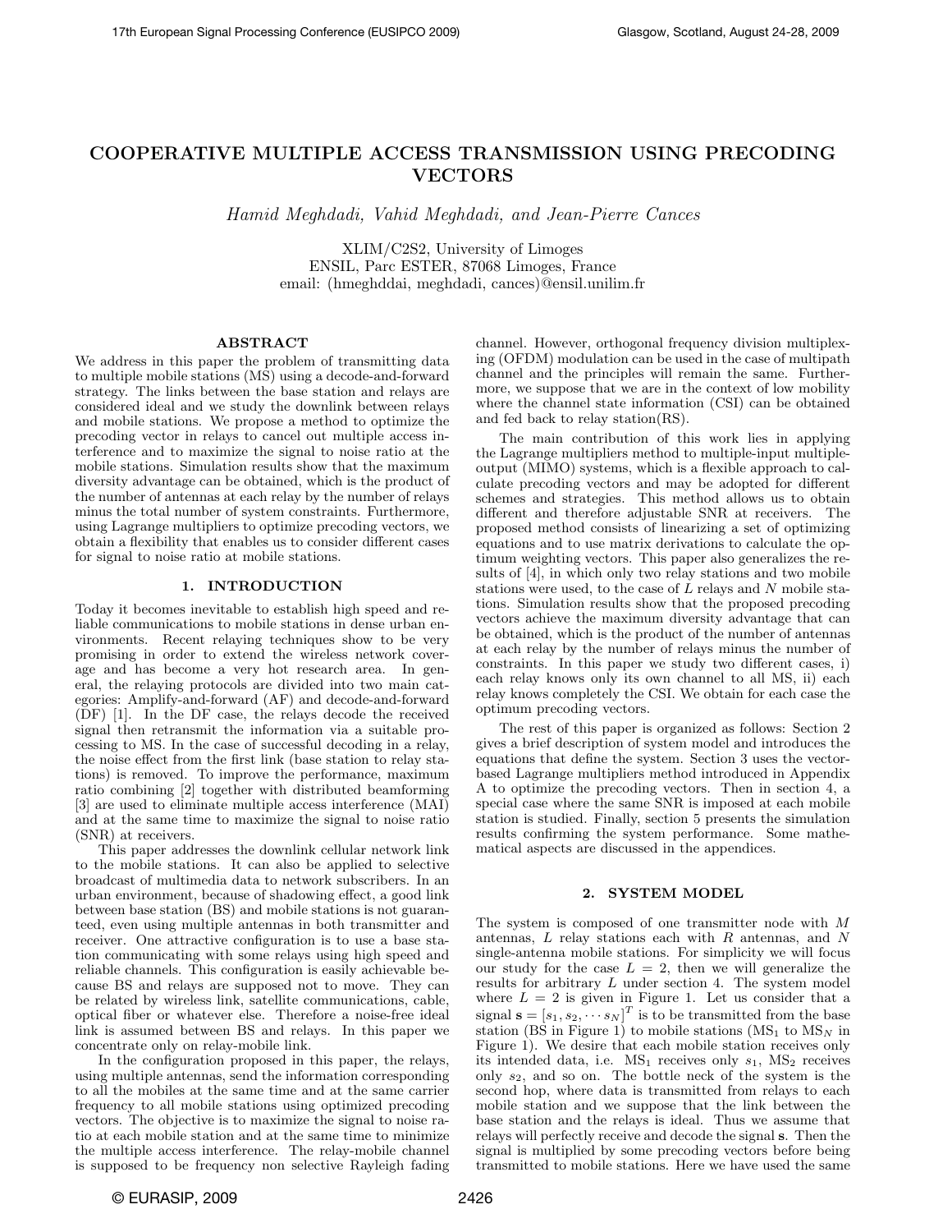# COOPERATIVE MULTIPLE ACCESS TRANSMISSION USING PRECODING VECTORS

*Hamid Meghdadi, Vahid Meghdadi, and Jean-Pierre Cances*

XLIM/C2S2, University of Limoges
ENSIL, Parc ESTER, 87068 Limoges, France
email: (hmeghddai, meghdadi, cances)@ensil.unilim.fr

## ABSTRACT

We address in this paper the problem of transmitting data to multiple mobile stations (MS) using a decode-and-forward strategy. The links between the base station and relays are considered ideal and we study the downlink between relays and mobile stations. We propose a method to optimize the precoding vector in relays to cancel out multiple access interference and to maximize the signal to noise ratio at the mobile stations. Simulation results show that the maximum diversity advantage can be obtained, which is the product of the number of antennas at each relay by the number of relays minus the total number of system constraints. Furthermore, using Lagrange multipliers to optimize precoding vectors, we obtain a flexibility that enables us to consider different cases for signal to noise ratio at mobile stations.

## 1. INTRODUCTION

Today it becomes inevitable to establish high speed and reliable communications to mobile stations in dense urban environments. Recent relaying techniques show to be very promising in order to extend the wireless network coverage and has become a very hot research area. In general, the relaying protocols are divided into two main categories: Amplify-and-forward (AF) and decode-and-forward (DF) [1]. In the DF case, the relays decode the received signal then retransmit the information via a suitable processing to MS. In the case of successful decoding in a relay, the noise effect from the first link (base station to relay stations) is removed. To improve the performance, maximum ratio combining [2] together with distributed beamforming [3] are used to eliminate multiple access interference (MAI) and at the same time to maximize the signal to noise ratio (SNR) at receivers.

This paper addresses the downlink cellular network link to the mobile stations. It can also be applied to selective broadcast of multimedia data to network subscribers. In an urban environment, because of shadowing effect, a good link between base station (BS) and mobile stations is not guaranteed, even using multiple antennas in both transmitter and receiver. One attractive configuration is to use a base station communicating with some relays using high speed and reliable channels. This configuration is easily achievable because BS and relays are supposed not to move. They can be related by wireless link, satellite communications, cable, optical fiber or whatever else. Therefore a noise-free ideal link is assumed between BS and relays. In this paper we concentrate only on relay-mobile link.

In the configuration proposed in this paper, the relays, using multiple antennas, send the information corresponding to all the mobiles at the same time and at the same carrier frequency to all mobile stations using optimized precoding vectors. The objective is to maximize the signal to noise ratio at each mobile station and at the same time to minimize the multiple access interference. The relay-mobile channel is supposed to be frequency non selective Rayleigh fading channel. However, orthogonal frequency division multiplexing (OFDM) modulation can be used in the case of multipath channel and the principles will remain the same. Furthermore, we suppose that we are in the context of low mobility where the channel state information (CSI) can be obtained and fed back to relay station(RS).

The main contribution of this work lies in applying the Lagrange multipliers method to multiple-input multiple-output (MIMO) systems, which is a flexible approach to calculate precoding vectors and may be adopted for different schemes and strategies. This method allows us to obtain different and therefore adjustable SNR at receivers. The proposed method consists of linearizing a set of optimizing equations and to use matrix derivations to calculate the optimum weighting vectors. This paper also generalizes the results of [4], in which only two relay stations and two mobile stations were used, to the case of $L$ relays and $N$ mobile stations. Simulation results show that the proposed precoding vectors achieve the maximum diversity advantage that can be obtained, which is the product of the number of antennas at each relay by the number of relays minus the number of constraints. In this paper we study two different cases, i) each relay knows only its own channel to all MS, ii) each relay knows completely the CSI. We obtain for each case the optimum precoding vectors.

The rest of this paper is organized as follows: Section 2 gives a brief description of system model and introduces the equations that define the system. Section 3 uses the vector-based Lagrange multipliers method introduced in Appendix A to optimize the precoding vectors. Then in section 4, a special case where the same SNR is imposed at each mobile station is studied. Finally, section 5 presents the simulation results confirming the system performance. Some mathematical aspects are discussed in the appendices.

## 2. SYSTEM MODEL

The system is composed of one transmitter node with $M$ antennas, $L$ relay stations each with $R$ antennas, and $N$ single-antenna mobile stations. For simplicity we will focus our study for the case $L = 2$, then we will generalize the results for arbitrary $L$ under section 4. The system model where $L = 2$ is given in Figure 1. Let us consider that a signal $\mathbf{s} = [s_1, s_2, \cdots s_N]^T$ is to be transmitted from the base station (BS in Figure 1) to mobile stations ($\text{MS}_1$ to $\text{MS}_N$ in Figure 1). We desire that each mobile station receives only its intended data, i.e. $\text{MS}_1$ receives only $s_1$, $\text{MS}_2$ receives only $s_2$, and so on. The bottle neck of the system is the second hop, where data is transmitted from relays to each mobile station and we suppose that the link between the base station and the relays is ideal. Thus we assume that relays will perfectly receive and decode the signal $\mathbf{s}$. Then the signal is multiplied by some precoding vectors before being transmitted to mobile stations. Here we have used the same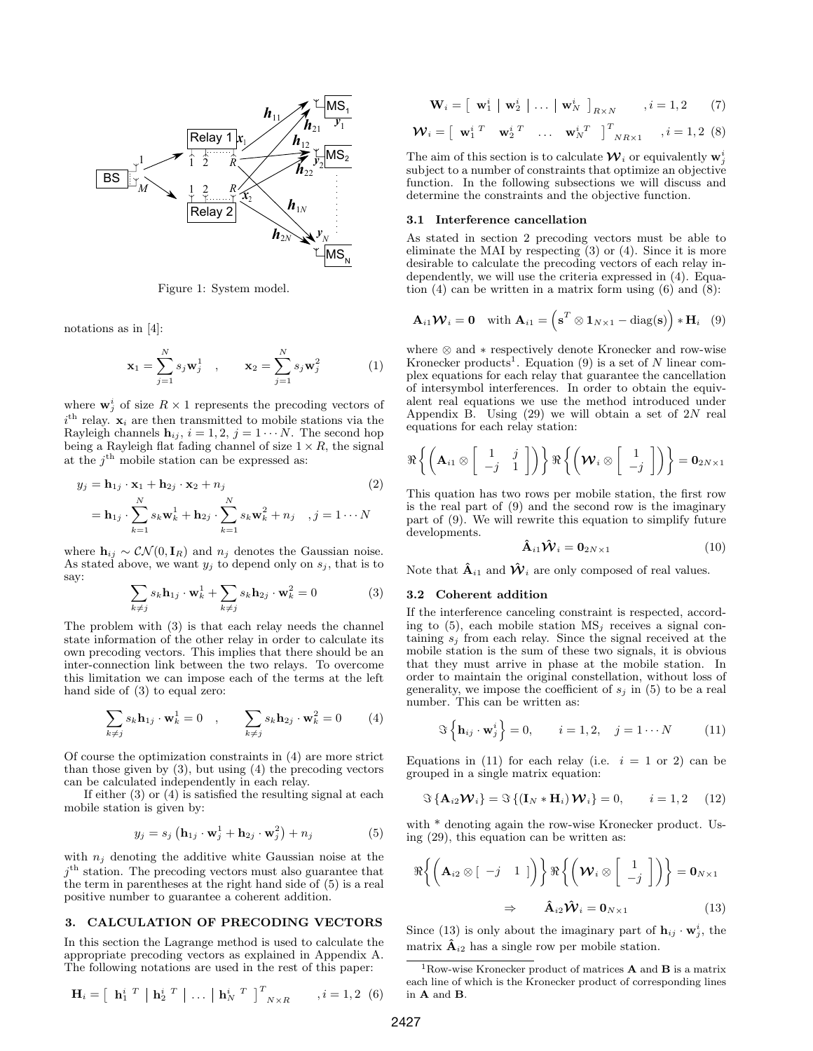Figure 1: System model.

notations as in [4]:

$$\mathbf{x}_1 = \sum_{j=1}^{N} s_j \mathbf{w}_j^1 \quad , \qquad \mathbf{x}_2 = \sum_{j=1}^{N} s_j \mathbf{w}_j^2 \tag{1}$$

where $\mathbf{w}_j^i$ of size $R \times 1$ represents the precoding vectors of $i^{\text{th}}$ relay. $\mathbf{x}_i$ are then transmitted to mobile stations via the Rayleigh channels $\mathbf{h}_{ij}$, $i = 1, 2$, $j = 1 \cdots N$. The second hop being a Rayleigh flat fading channel of size $1 \times R$, the signal at the $j^{\text{th}}$ mobile station can be expressed as:

$$\begin{aligned} y_j &= \mathbf{h}_{1j} \cdot \mathbf{x}_1 + \mathbf{h}_{2j} \cdot \mathbf{x}_2 + n_j \qquad (2) \\ &= \mathbf{h}_{1j} \cdot \sum_{k=1}^{N} s_k \mathbf{w}_k^1 + \mathbf{h}_{2j} \cdot \sum_{k=1}^{N} s_k \mathbf{w}_k^2 + n_j \quad , j = 1 \cdots N \end{aligned}$$

where $\mathbf{h}_{ij} \sim \mathcal{CN}(0, \mathbf{I}_R)$ and $n_j$ denotes the Gaussian noise. As stated above, we want $y_j$ to depend only on $s_j$, that is to say:

$$\sum_{k \neq j} s_k \mathbf{h}_{1j} \cdot \mathbf{w}_k^1 + \sum_{k \neq j} s_k \mathbf{h}_{2j} \cdot \mathbf{w}_k^2 = 0 \tag{3}$$

The problem with (3) is that each relay needs the channel state information of the other relay in order to calculate its own precoding vectors. This implies that there should be an inter-connection link between the two relays. To overcome this limitation we can impose each of the terms at the left hand side of (3) to equal zero:

$$\sum_{k \neq j} s_k \mathbf{h}_{1j} \cdot \mathbf{w}_k^1 = 0 \quad , \qquad \sum_{k \neq j} s_k \mathbf{h}_{2j} \cdot \mathbf{w}_k^2 = 0 \tag{4}$$

Of course the optimization constraints in (4) are more strict than those given by (3), but using (4) the precoding vectors can be calculated independently in each relay.

If either (3) or (4) is satisfied the resulting signal at each mobile station is given by:

$$y_j = s_j \left( \mathbf{h}_{1j} \cdot \mathbf{w}_j^1 + \mathbf{h}_{2j} \cdot \mathbf{w}_j^2 \right) + n_j \tag{5}$$

with $n_j$ denoting the additive white Gaussian noise at the $j^{\text{th}}$ station. The precoding vectors must also guarantee that the term in parentheses at the right hand side of (5) is a real positive number to guarantee a coherent addition.

## 3. CALCULATION OF PRECODING VECTORS

In this section the Lagrange method is used to calculate the appropriate precoding vectors as explained in Appendix A. The following notations are used in the rest of this paper:

$$\mathbf{H}_i = \left[ \begin{array}{c|c|c|c} \mathbf{h}_1^{i\ T} & \mathbf{h}_2^{i\ T} & \dots & \mathbf{h}_N^{i\ T} \end{array} \right]^T_{N \times R} \qquad , i = 1, 2 \tag{6}$$

$$\mathbf{W}_i = \left[ \begin{array}{c|c|c|c} \mathbf{w}_1^i & \mathbf{w}_2^i & \dots & \mathbf{w}_N^i \end{array} \right]_{R \times N} \qquad , i = 1, 2 \tag{7}$$

$$\boldsymbol{\mathcal{W}}_i = \left[ \begin{array}{cccc} \mathbf{w}_1^{i\ T} & \mathbf{w}_2^{i\ T} & \dots & \mathbf{w}_N^{i\ T} \end{array} \right]^T_{NR \times 1} \qquad , i = 1, 2 \tag{8}$$

The aim of this section is to calculate $\boldsymbol{\mathcal{W}}_i$ or equivalently $\mathbf{w}_j^i$ subject to a number of constraints that optimize an objective function. In the following subsections we will discuss and determine the constraints and the objective function.

### 3.1 Interference cancellation

As stated in section 2 precoding vectors must be able to eliminate the MAI by respecting (3) or (4). Since it is more desirable to calculate the precoding vectors of each relay independently, we will use the criteria expressed in (4). Equation (4) can be written in a matrix form using (6) and (8):

$$\mathbf{A}_{i1} \boldsymbol{\mathcal{W}}_i = \mathbf{0} \quad \text{with } \mathbf{A}_{i1} = \left( \mathbf{s}^T \otimes \mathbf{1}_{N \times 1} - \text{diag}(\mathbf{s}) \right) * \mathbf{H}_i \tag{9}$$

where $\otimes$ and $*$ respectively denote Kronecker and row-wise Kronecker products[1]. Equation (9) is a set of $N$ linear complex equations for each relay that guarantee the cancellation of intersymbol interferences. In order to obtain the equivalent real equations we use the method introduced under Appendix B. Using (29) we will obtain a set of $2N$ real equations for each relay station:

$$\Re \left\{ \left( \mathbf{A}_{i1} \otimes \begin{bmatrix} 1 & j \\ -j & 1 \end{bmatrix} \right) \right\} \Re \left\{ \left( \boldsymbol{\mathcal{W}}_i \otimes \begin{bmatrix} 1 \\ -j \end{bmatrix} \right) \right\} = \mathbf{0}_{2N \times 1}$$

This quation has two rows per mobile station, the first row is the real part of (9) and the second row is the imaginary part of (9). We will rewrite this equation to simplify future developments.

$$\hat{\mathbf{A}}_{i1} \hat{\boldsymbol{\mathcal{W}}}_i = \mathbf{0}_{2N \times 1} \tag{10}$$

Note that $\hat{\mathbf{A}}_{i1}$ and $\hat{\boldsymbol{\mathcal{W}}}_i$ are only composed of real values.

### 3.2 Coherent addition

If the interference canceling constraint is respected, according to (5), each mobile station $\text{MS}_j$ receives a signal containing $s_j$ from each relay. Since the signal received at the mobile station is the sum of these two signals, it is obvious that they must arrive in phase at the mobile station. In order to maintain the original constellation, without loss of generality, we impose the coefficient of $s_j$ in (5) to be a real number. This can be written as:

$$\Im \left\{ \mathbf{h}_{ij} \cdot \mathbf{w}_j^i \right\} = 0, \qquad i = 1, 2, \quad j = 1 \cdots N \tag{11}$$

Equations in (11) for each relay (i.e. $i = 1$ or $2$) can be grouped in a single matrix equation:

$$\Im \left\{ \mathbf{A}_{i2} \boldsymbol{\mathcal{W}}_i \right\} = \Im \left\{ \left( \mathbf{I}_N * \mathbf{H}_i \right) \boldsymbol{\mathcal{W}}_i \right\} = 0, \qquad i = 1, 2 \tag{12}$$

with $*$ denoting again the row-wise Kronecker product. Using (29), this equation can be written as:

$$\Re \left\{ \left( \mathbf{A}_{i2} \otimes \left[ \begin{array}{cc} -j & 1 \end{array} \right] \right) \right\} \Re \left\{ \left( \boldsymbol{\mathcal{W}}_i \otimes \begin{bmatrix} 1 \\ -j \end{bmatrix} \right) \right\} = \mathbf{0}_{N \times 1}$$

$$\Rightarrow \qquad \hat{\mathbf{A}}_{i2} \hat{\boldsymbol{\mathcal{W}}}_i = \mathbf{0}_{N \times 1} \tag{13}$$

Since (13) is only about the imaginary part of $\mathbf{h}_{ij} \cdot \mathbf{w}_j^i$, the matrix $\hat{\mathbf{A}}_{i2}$ has a single row per mobile station.

[1] Row-wise Kronecker product of matrices $\mathbf{A}$ and $\mathbf{B}$ is a matrix each line of which is the Kronecker product of corresponding lines in $\mathbf{A}$ and $\mathbf{B}$.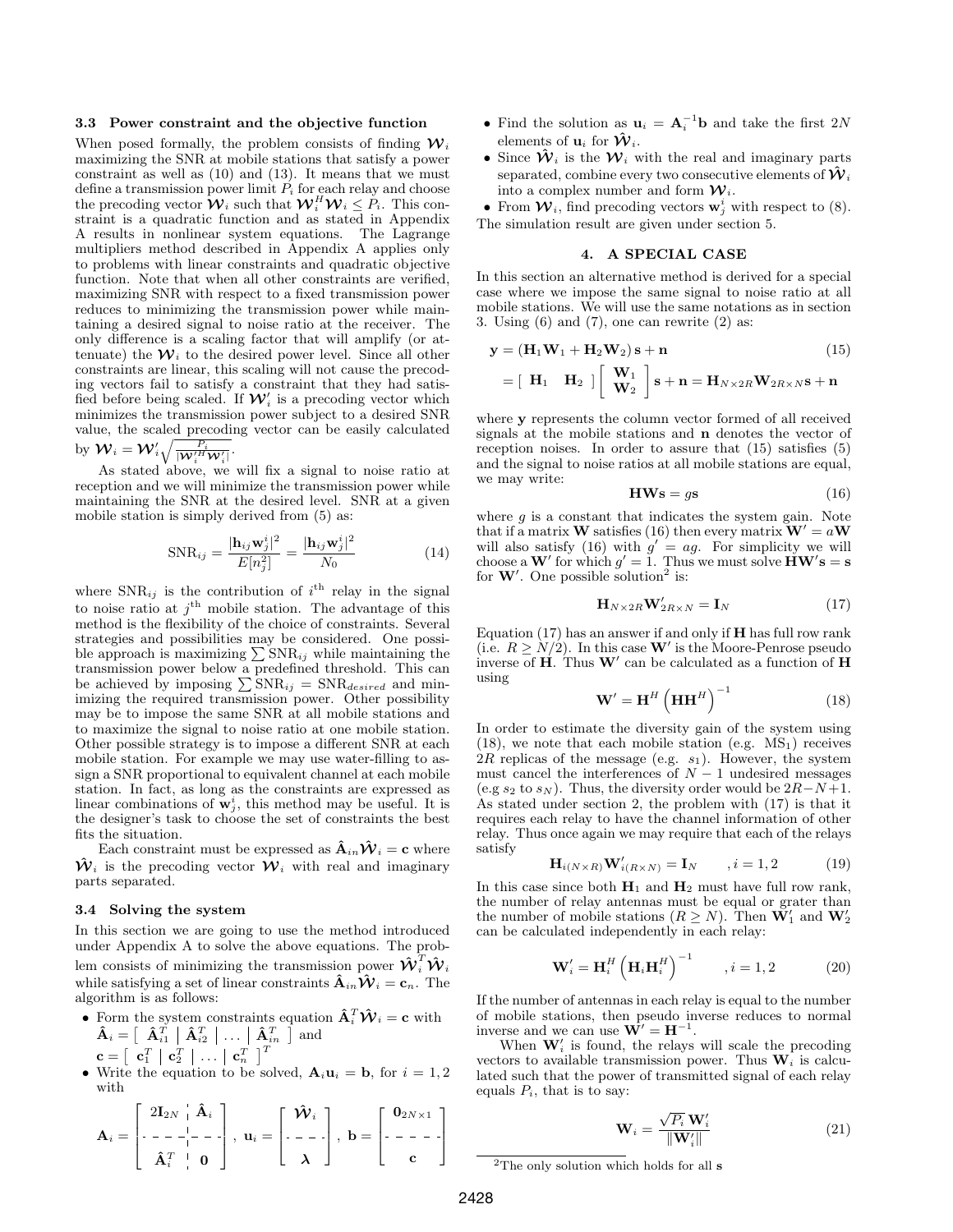### 3.3 Power constraint and the objective function

When posed formally, the problem consists of finding $\boldsymbol{\mathcal{W}}_i$ maximizing the SNR at mobile stations that satisfy a power constraint as well as (10) and (13). It means that we must define a transmission power limit $P_i$ for each relay and choose the precoding vector $\boldsymbol{\mathcal{W}}_i$ such that $\boldsymbol{\mathcal{W}}_i^H \boldsymbol{\mathcal{W}}_i \leq P_i$. This constraint is a quadratic function and as stated in Appendix A results in nonlinear system equations. The Lagrange multipliers method described in Appendix A applies only to problems with linear constraints and quadratic objective function. Note that when all other constraints are verified, maximizing SNR with respect to a fixed transmission power reduces to minimizing the transmission power while maintaining a desired signal to noise ratio at the receiver. The only difference is a scaling factor that will amplify (or attenuate) the $\boldsymbol{\mathcal{W}}_i$ to the desired power level. Since all other constraints are linear, this scaling will not cause the precoding vectors fail to satisfy a constraint that they had satisfied before being scaled. If $\boldsymbol{\mathcal{W}}'_i$ is a precoding vector which minimizes the transmission power subject to a desired SNR value, the scaled precoding vector can be easily calculated by $\boldsymbol{\mathcal{W}}_i = \boldsymbol{\mathcal{W}}'_i \sqrt{\frac{P_i}{|\boldsymbol{\mathcal{W}}'^H_i \boldsymbol{\mathcal{W}}'_i|}}$.

As stated above, we will fix a signal to noise ratio at reception and we will minimize the transmission power while maintaining the SNR at the desired level. SNR at a given mobile station is simply derived from (5) as:

$$\mathrm{SNR}_{ij} = \frac{|\mathbf{h}_{ij}\mathbf{w}_j^i|^2}{E[n_j^2]} = \frac{|\mathbf{h}_{ij}\mathbf{w}_j^i|^2}{N_0} \tag{14}$$

where $\mathrm{SNR}_{ij}$ is the contribution of $i^{\text{th}}$ relay in the signal to noise ratio at $j^{\text{th}}$ mobile station. The advantage of this method is the flexibility of the choice of constraints. Several strategies and possibilities may be considered. One possible approach is maximizing $\sum \mathrm{SNR}_{ij}$ while maintaining the transmission power below a predefined threshold. This can be achieved by imposing $\sum \mathrm{SNR}_{ij} = \mathrm{SNR}_{desired}$ and minimizing the required transmission power. Other possibility may be to impose the same SNR at all mobile stations and to maximize the signal to noise ratio at one mobile station. Other possible strategy is to impose a different SNR at each mobile station. For example we may use water-filling to assign a SNR proportional to equivalent channel at each mobile station. In fact, as long as the constraints are expressed as linear combinations of $\mathbf{w}_j^i$, this method may be useful. It is the designer's task to choose the set of constraints the best fits the situation.

Each constraint must be expressed as $\hat{\mathbf{A}}_{in}\hat{\boldsymbol{\mathcal{W}}}_i = \mathbf{c}$ where $\hat{\boldsymbol{\mathcal{W}}}_i$ is the precoding vector $\boldsymbol{\mathcal{W}}_i$ with real and imaginary parts separated.

### 3.4 Solving the system

In this section we are going to use the method introduced under Appendix A to solve the above equations. The problem consists of minimizing the transmission power $\hat{\boldsymbol{\mathcal{W}}}_i^T \hat{\boldsymbol{\mathcal{W}}}_i$ while satisfying a set of linear constraints $\hat{\mathbf{A}}_{in}\hat{\boldsymbol{\mathcal{W}}}_i = \mathbf{c}_n$. The algorithm is as follows:

- Form the system constraints equation $\hat{\mathbf{A}}_i^T \hat{\boldsymbol{\mathcal{W}}}_i = \mathbf{c}$ with $\hat{\mathbf{A}}_i = \left[\begin{array}{c|c|c|c} \hat{\mathbf{A}}_{i1}^T & \hat{\mathbf{A}}_{i2}^T & \dots & \hat{\mathbf{A}}_{in}^T \end{array}\right]$ and $\mathbf{c} = \left[\begin{array}{c|c|c|c} \mathbf{c}_1^T & \mathbf{c}_2^T & \dots & \mathbf{c}_n^T \end{array}\right]^T$
- Write the equation to be solved, $\mathbf{A}_i \mathbf{u}_i = \mathbf{b}$, for $i = 1, 2$ with

$$\mathbf{A}_i = \left[\begin{array}{c|c} 2\mathbf{I}_{2N} & \hat{\mathbf{A}}_i \\ \hline \hat{\mathbf{A}}_i^T & \mathbf{0} \end{array}\right],\ \mathbf{u}_i = \left[\begin{array}{c} \hat{\boldsymbol{\mathcal{W}}}_i \\ \hline \boldsymbol{\lambda} \end{array}\right],\ \mathbf{b} = \left[\begin{array}{c} \mathbf{0}_{2N\times 1} \\ \hline \mathbf{c} \end{array}\right]$$

- Find the solution as $\mathbf{u}_i = \mathbf{A}_i^{-1}\mathbf{b}$ and take the first $2N$ elements of $\mathbf{u}_i$ for $\hat{\boldsymbol{\mathcal{W}}}_i$.
- Since $\hat{\boldsymbol{\mathcal{W}}}_i$ is the $\boldsymbol{\mathcal{W}}_i$ with the real and imaginary parts separated, combine every two consecutive elements of $\hat{\boldsymbol{\mathcal{W}}}_i$ into a complex number and form $\boldsymbol{\mathcal{W}}_i$.
- From $\boldsymbol{\mathcal{W}}_i$, find precoding vectors $\mathbf{w}_j^i$ with respect to (8).

The simulation result are given under section 5.

## 4. A SPECIAL CASE

In this section an alternative method is derived for a special case where we impose the same signal to noise ratio at all mobile stations. We will use the same notations as in section 3. Using (6) and (7), one can rewrite (2) as:

$$\mathbf{y} = (\mathbf{H}_1\mathbf{W}_1 + \mathbf{H}_2\mathbf{W}_2)\,\mathbf{s} + \mathbf{n} \tag{15}$$

$$= \left[\begin{array}{cc} \mathbf{H}_1 & \mathbf{H}_2 \end{array}\right] \left[\begin{array}{c} \mathbf{W}_1 \\ \mathbf{W}_2 \end{array}\right] \mathbf{s} + \mathbf{n} = \mathbf{H}_{N\times 2R}\mathbf{W}_{2R\times N}\mathbf{s} + \mathbf{n}$$

where $\mathbf{y}$ represents the column vector formed of all received signals at the mobile stations and $\mathbf{n}$ denotes the vector of reception noises. In order to assure that (15) satisfies (5) and the signal to noise ratios at all mobile stations are equal, we may write:

$$\mathbf{HWs} = g\mathbf{s} \tag{16}$$

where $g$ is a constant that indicates the system gain. Note that if a matrix $\mathbf{W}$ satisfies (16) then every matrix $\mathbf{W}' = a\mathbf{W}$ will also satisfy (16) with $g' = ag$. For simplicity we will choose a $\mathbf{W}'$ for which $g' = 1$. Thus we must solve $\mathbf{HW's} = \mathbf{s}$ for $\mathbf{W}'$. One possible solution[2] is:

$$\mathbf{H}_{N\times 2R}\mathbf{W}'_{2R\times N} = \mathbf{I}_N \tag{17}$$

Equation (17) has an answer if and only if $\mathbf{H}$ has full row rank (i.e. $R \geq N/2$). In this case $\mathbf{W}'$ is the Moore-Penrose pseudo inverse of $\mathbf{H}$. Thus $\mathbf{W}'$ can be calculated as a function of $\mathbf{H}$ using

$$\mathbf{W}' = \mathbf{H}^H \left(\mathbf{H}\mathbf{H}^H\right)^{-1} \tag{18}$$

In order to estimate the diversity gain of the system using (18), we note that each mobile station (e.g. $\mathrm{MS}_1$) receives $2R$ replicas of the message (e.g. $s_1$). However, the system must cancel the interferences of $N-1$ undesired messages (e.g $s_2$ to $s_N$). Thus, the diversity order would be $2R-N+1$. As stated under section 2, the problem with (17) is that it requires each relay to have the channel information of other relay. Thus once again we may require that each of the relays satisfy

$$\mathbf{H}_{i(N\times R)}\mathbf{W}'_{i(R\times N)} = \mathbf{I}_N \qquad, i = 1, 2 \tag{19}$$

In this case since both $\mathbf{H}_1$ and $\mathbf{H}_2$ must have full row rank, the number of relay antennas must be equal or grater than the number of mobile stations ($R \geq N$). Then $\mathbf{W}'_1$ and $\mathbf{W}'_2$ can be calculated independently in each relay:

$$\mathbf{W}'_i = \mathbf{H}_i^H \left(\mathbf{H}_i\mathbf{H}_i^H\right)^{-1} \qquad, i = 1, 2 \tag{20}$$

If the number of antennas in each relay is equal to the number of mobile stations, then pseudo inverse reduces to normal inverse and we can use $\mathbf{W}' = \mathbf{H}^{-1}$.

When $\mathbf{W}'_i$ is found, the relays will scale the precoding vectors to available transmission power. Thus $\mathbf{W}_i$ is calculated such that the power of transmitted signal of each relay equals $P_i$, that is to say:

$$\mathbf{W}_i = \frac{\sqrt{P_i}\,\mathbf{W}'_i}{\|\mathbf{W}'_i\|} \tag{21}$$

[2] The only solution which holds for all $\mathbf{s}$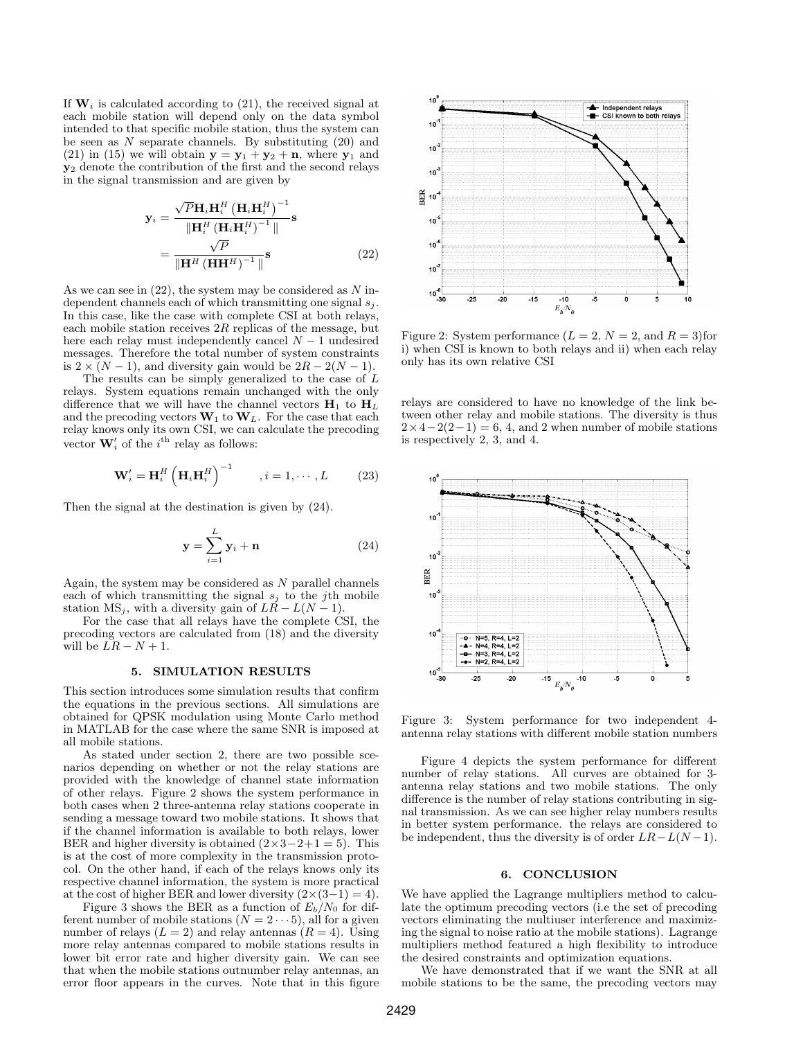If $\mathbf{W}_i$ is calculated according to (21), the received signal at each mobile station will depend only on the data symbol intended to that specific mobile station, thus the system can be seen as $N$ separate channels. By substituting (20) and (21) in (15) we will obtain $\mathbf{y} = \mathbf{y}_1 + \mathbf{y}_2 + \mathbf{n}$, where $\mathbf{y}_1$ and $\mathbf{y}_2$ denote the contribution of the first and the second relays in the signal transmission and are given by

$$\mathbf{y}_i = \frac{\sqrt{P}\mathbf{H}_i\mathbf{H}_i^H\left(\mathbf{H}_i\mathbf{H}_i^H\right)^{-1}}{\|\mathbf{H}_i^H\left(\mathbf{H}_i\mathbf{H}_i^H\right)^{-1}\|}\mathbf{s}$$
$$= \frac{\sqrt{P}}{\|\mathbf{H}^H\left(\mathbf{H}\mathbf{H}^H\right)^{-1}\|}\mathbf{s} \tag{22}$$

As we can see in (22), the system may be considered as $N$ independent channels each of which transmitting one signal $s_j$. In this case, like the case with complete CSI at both relays, each mobile station receives $2R$ replicas of the message, but here each relay must independently cancel $N-1$ undesired messages. Therefore the total number of system constraints is $2 \times (N-1)$, and diversity gain would be $2R - 2(N-1)$.

The results can be simply generalized to the case of $L$ relays. System equations remain unchanged with the only difference that we will have the channel vectors $\mathbf{H}_1$ to $\mathbf{H}_L$ and the precoding vectors $\mathbf{W}_1$ to $\mathbf{W}_L$. For the case that each relay knows only its own CSI, we can calculate the precoding vector $\mathbf{W}_i'$ of the $i^{\text{th}}$ relay as follows:

$$\mathbf{W}_i' = \mathbf{H}_i^H\left(\mathbf{H}_i\mathbf{H}_i^H\right)^{-1} \qquad , i = 1, \cdots, L \tag{23}$$

Then the signal at the destination is given by (24).

$$\mathbf{y} = \sum_{i=1}^{L}\mathbf{y}_i + \mathbf{n} \tag{24}$$

Again, the system may be considered as $N$ parallel channels each of which transmitting the signal $s_j$ to the $j$th mobile station $\text{MS}_j$, with a diversity gain of $LR - L(N-1)$.

For the case that all relays have the complete CSI, the precoding vectors are calculated from (18) and the diversity will be $LR - N + 1$.

## 5. SIMULATION RESULTS

This section introduces some simulation results that confirm the equations in the previous sections. All simulations are obtained for QPSK modulation using Monte Carlo method in MATLAB for the case where the same SNR is imposed at all mobile stations.

As stated under section 2, there are two possible scenarios depending on whether or not the relay stations are provided with the knowledge of channel state information of other relays. Figure 2 shows the system performance in both cases when 2 three-antenna relay stations cooperate in sending a message toward two mobile stations. It shows that if the channel information is available to both relays, lower BER and higher diversity is obtained $(2\times3-2+1 = 5)$. This is at the cost of more complexity in the transmission protocol. On the other hand, if each of the relays knows only its respective channel information, the system is more practical at the cost of higher BER and lower diversity $(2\times(3-1) = 4)$.

Figure 3 shows the BER as a function of $E_b/N_0$ for different number of mobile stations $(N = 2 \cdots 5)$, all for a given number of relays $(L = 2)$ and relay antennas $(R = 4)$. Using more relay antennas compared to mobile stations results in lower bit error rate and higher diversity gain. We can see that when the mobile stations outnumber relay antennas, an error floor appears in the curves. Note that in this figure relays are considered to have no knowledge of the link between other relay and mobile stations. The diversity is thus $2\times4-2(2-1) = 6$, 4, and 2 when number of mobile stations is respectively 2, 3, and 4.

Figure 2: System performance ($L = 2$, $N = 2$, and $R = 3$)for i) when CSI is known to both relays and ii) when each relay only has its own relative CSI

Figure 3: System performance for two independent 4-antenna relay stations with different mobile station numbers

Figure 4 depicts the system performance for different number of relay stations. All curves are obtained for 3-antenna relay stations and two mobile stations. The only difference is the number of relay stations contributing in signal transmission. As we can see higher relay numbers results in better system performance. the relays are considered to be independent, thus the diversity is of order $LR - L(N-1)$.

## 6. CONCLUSION

We have applied the Lagrange multipliers method to calculate the optimum precoding vectors (i.e the set of precoding vectors eliminating the multiuser interference and maximizing the signal to noise ratio at the mobile stations). Lagrange multipliers method featured a high flexibility to introduce the desired constraints and optimization equations.

We have demonstrated that if we want the SNR at all mobile stations to be the same, the precoding vectors may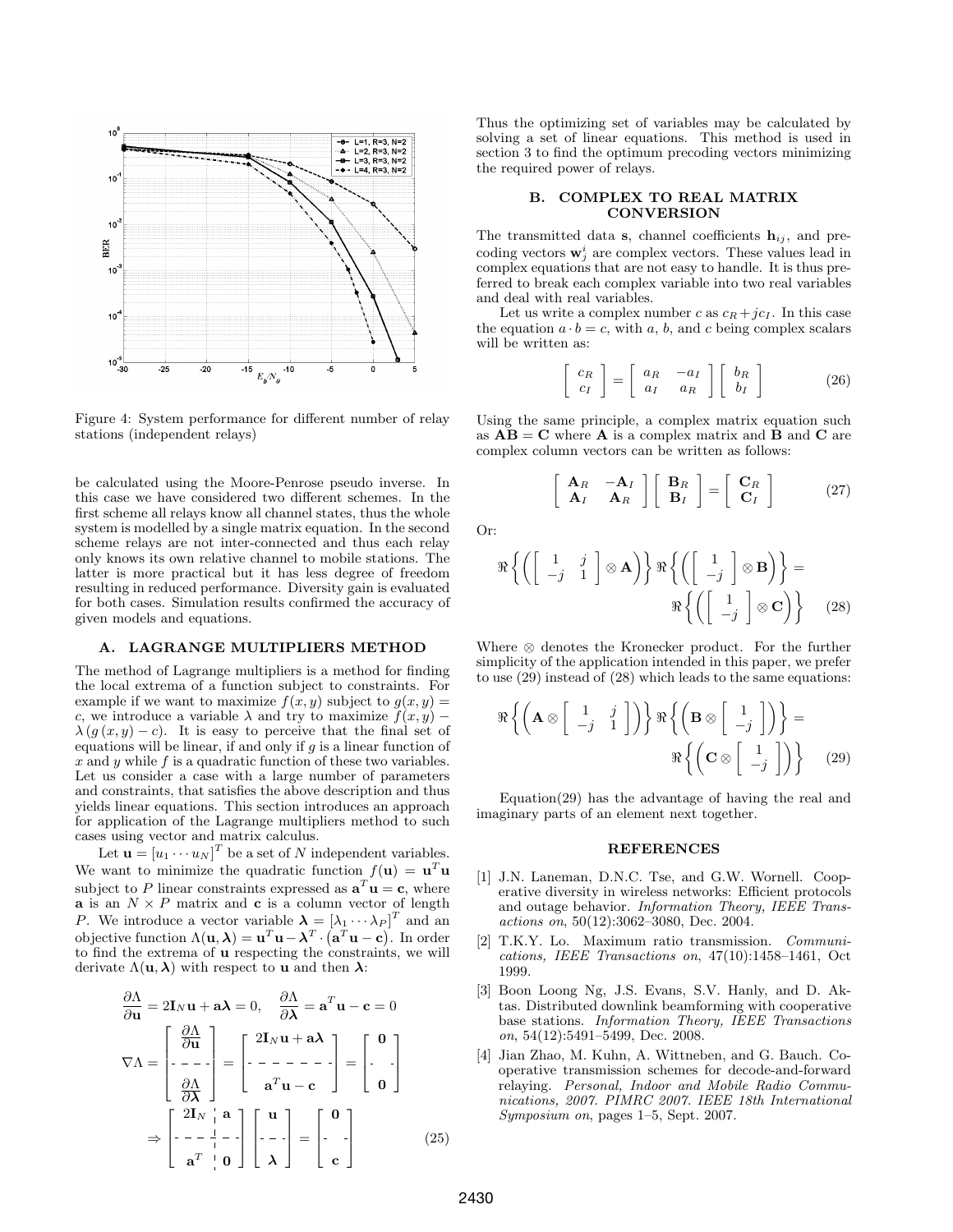10^0

L=1, R=3, N=2
L=2, R=3, N=2
L=3, R=3, N=2
L=4, R=3, N=2

10^-1

10^-2

BER

10^-3

10^-4

10^-5

-30 -25 -20 -15 -10 -5 0 5

$E_b/N_0$

Figure 4: System performance for different number of relay stations (independent relays)

be calculated using the Moore-Penrose pseudo inverse. In this case we have considered two different schemes. In the first scheme all relays know all channel states, thus the whole system is modelled by a single matrix equation. In the second scheme relays are not inter-connected and thus each relay only knows its own relative channel to mobile stations. The latter is more practical but it has less degree of freedom resulting in reduced performance. Diversity gain is evaluated for both cases. Simulation results confirmed the accuracy of given models and equations.

## A. LAGRANGE MULTIPLIERS METHOD

The method of Lagrange multipliers is a method for finding the local extrema of a function subject to constraints. For example if we want to maximize $f(x, y)$ subject to $g(x, y) = c$, we introduce a variable $\lambda$ and try to maximize $f(x, y) - \lambda\left(g(x, y) - c\right)$. It is easy to perceive that the final set of equations will be linear, if and only if $g$ is a linear function of $x$ and $y$ while $f$ is a quadratic function of these two variables. Let us consider a case with a large number of parameters and constraints, that satisfies the above description and thus yields linear equations. This section introduces an approach for application of the Lagrange multipliers method to such cases using vector and matrix calculus.

Let $\mathbf{u} = [u_1 \cdots u_N]^T$ be a set of $N$ independent variables. We want to minimize the quadratic function $f(\mathbf{u}) = \mathbf{u}^T\mathbf{u}$ subject to $P$ linear constraints expressed as $\mathbf{a}^T\mathbf{u} = \mathbf{c}$, where $\mathbf{a}$ is an $N \times P$ matrix and $\mathbf{c}$ is a column vector of length $P$. We introduce a vector variable $\boldsymbol{\lambda} = [\lambda_1 \cdots \lambda_P]^T$ and an objective function $\Lambda(\mathbf{u}, \boldsymbol{\lambda}) = \mathbf{u}^T\mathbf{u} - \boldsymbol{\lambda}^T \cdot \left(\mathbf{a}^T\mathbf{u} - \mathbf{c}\right)$. In order to find the extrema of $\mathbf{u}$ respecting the constraints, we will derivate $\Lambda(\mathbf{u}, \boldsymbol{\lambda})$ with respect to $\mathbf{u}$ and then $\boldsymbol{\lambda}$:

$$\frac{\partial \Lambda}{\partial \mathbf{u}} = 2\mathbf{I}_N\mathbf{u} + \mathbf{a}\boldsymbol{\lambda} = 0, \quad \frac{\partial \Lambda}{\partial \boldsymbol{\lambda}} = \mathbf{a}^T\mathbf{u} - \mathbf{c} = 0$$

$$\nabla\Lambda = \begin{bmatrix} \dfrac{\partial \Lambda}{\partial \mathbf{u}} \\ \hline \dfrac{\partial \Lambda}{\partial \boldsymbol{\lambda}} \end{bmatrix} = \begin{bmatrix} 2\mathbf{I}_N\mathbf{u} + \mathbf{a}\boldsymbol{\lambda} \\ \hline \mathbf{a}^T\mathbf{u} - \mathbf{c} \end{bmatrix} = \begin{bmatrix} \mathbf{0} \\ \hline \mathbf{0} \end{bmatrix}$$

$$\Rightarrow \begin{bmatrix} 2\mathbf{I}_N & \mathbf{a} \\ \hline \mathbf{a}^T & \mathbf{0} \end{bmatrix} \begin{bmatrix} \mathbf{u} \\ \hline \boldsymbol{\lambda} \end{bmatrix} = \begin{bmatrix} \mathbf{0} \\ \hline \mathbf{c} \end{bmatrix} \tag{25}$$

Thus the optimizing set of variables may be calculated by solving a set of linear equations. This method is used in section 3 to find the optimum precoding vectors minimizing the required power of relays.

## B. COMPLEX TO REAL MATRIX CONVERSION

The transmitted data $\mathbf{s}$, channel coefficients $\mathbf{h}_{ij}$, and precoding vectors $\mathbf{w}_j^i$ are complex vectors. These values lead in complex equations that are not easy to handle. It is thus preferred to break each complex variable into two real variables and deal with real variables.

Let us write a complex number $c$ as $c_R + jc_I$. In this case the equation $a \cdot b = c$, with $a$, $b$, and $c$ being complex scalars will be written as:

$$\begin{bmatrix} c_R \\ c_I \end{bmatrix} = \begin{bmatrix} a_R & -a_I \\ a_I & a_R \end{bmatrix} \begin{bmatrix} b_R \\ b_I \end{bmatrix} \tag{26}$$

Using the same principle, a complex matrix equation such as $\mathbf{AB} = \mathbf{C}$ where $\mathbf{A}$ is a complex matrix and $\mathbf{B}$ and $\mathbf{C}$ are complex column vectors can be written as follows:

$$\begin{bmatrix} \mathbf{A}_R & -\mathbf{A}_I \\ \mathbf{A}_I & \mathbf{A}_R \end{bmatrix} \begin{bmatrix} \mathbf{B}_R \\ \mathbf{B}_I \end{bmatrix} = \begin{bmatrix} \mathbf{C}_R \\ \mathbf{C}_I \end{bmatrix} \tag{27}$$

Or:

$$\Re\left\{\left(\begin{bmatrix} 1 & j \\ -j & 1 \end{bmatrix} \otimes \mathbf{A}\right)\right\} \Re\left\{\left(\begin{bmatrix} 1 \\ -j \end{bmatrix} \otimes \mathbf{B}\right)\right\} = \Re\left\{\left(\begin{bmatrix} 1 \\ -j \end{bmatrix} \otimes \mathbf{C}\right)\right\} \tag{28}$$

Where $\otimes$ denotes the Kronecker product. For the further simplicity of the application intended in this paper, we prefer to use (29) instead of (28) which leads to the same equations:

$$\Re\left\{\left(\mathbf{A} \otimes \begin{bmatrix} 1 & j \\ -j & 1 \end{bmatrix}\right)\right\} \Re\left\{\left(\mathbf{B} \otimes \begin{bmatrix} 1 \\ -j \end{bmatrix}\right)\right\} = \Re\left\{\left(\mathbf{C} \otimes \begin{bmatrix} 1 \\ -j \end{bmatrix}\right)\right\} \tag{29}$$

Equation(29) has the advantage of having the real and imaginary parts of an element next together.

## REFERENCES

[1] J.N. Laneman, D.N.C. Tse, and G.W. Wornell. Cooperative diversity in wireless networks: Efficient protocols and outage behavior. *Information Theory, IEEE Transactions on*, 50(12):3062–3080, Dec. 2004.

[2] T.K.Y. Lo. Maximum ratio transmission. *Communications, IEEE Transactions on*, 47(10):1458–1461, Oct 1999.

[3] Boon Loong Ng, J.S. Evans, S.V. Hanly, and D. Aktas. Distributed downlink beamforming with cooperative base stations. *Information Theory, IEEE Transactions on*, 54(12):5491–5499, Dec. 2008.

[4] Jian Zhao, M. Kuhn, A. Wittneben, and G. Bauch. Cooperative transmission schemes for decode-and-forward relaying. *Personal, Indoor and Mobile Radio Communications, 2007. PIMRC 2007. IEEE 18th International Symposium on*, pages 1–5, Sept. 2007.